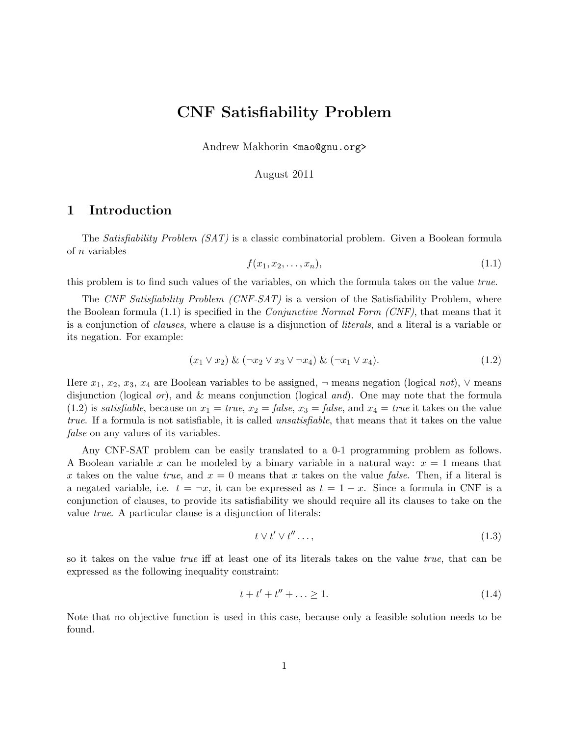# CNF Satisfiability Problem

Andrew Makhorin <mao@gnu.org>

August 2011

## 1 Introduction

The *Satisfiability Problem (SAT)* is a classic combinatorial problem. Given a Boolean formula of $n$ variables

$$f(x_1, x_2, \ldots, x_n), \tag{1.1}$$

this problem is to find such values of the variables, on which the formula takes on the value *true*.

The *CNF Satisfiability Problem (CNF-SAT)* is a version of the Satisfiability Problem, where the Boolean formula (1.1) is specified in the *Conjunctive Normal Form (CNF)*, that means that it is a conjunction of *clauses*, where a clause is a disjunction of *literals*, and a literal is a variable or its negation. For example:

$$(x_1 \vee x_2) \;\&\; (\neg x_2 \vee x_3 \vee \neg x_4) \;\&\; (\neg x_1 \vee x_4). \tag{1.2}$$

Here $x_1$, $x_2$, $x_3$, $x_4$ are Boolean variables to be assigned, $\neg$ means negation (logical *not*), $\vee$ means disjunction (logical *or*), and & means conjunction (logical *and*). One may note that the formula (1.2) is *satisfiable*, because on $x_1 = true$, $x_2 = false$, $x_3 = false$, and $x_4 = true$ it takes on the value *true*. If a formula is not satisfiable, it is called *unsatisfiable*, that means that it takes on the value *false* on any values of its variables.

Any CNF-SAT problem can be easily translated to a 0-1 programming problem as follows. A Boolean variable $x$ can be modeled by a binary variable in a natural way: $x = 1$ means that $x$ takes on the value *true*, and $x = 0$ means that $x$ takes on the value *false*. Then, if a literal is a negated variable, i.e. $t = \neg x$, it can be expressed as $t = 1 - x$. Since a formula in CNF is a conjunction of clauses, to provide its satisfiability we should require all its clauses to take on the value *true*. A particular clause is a disjunction of literals:

$$t \vee t' \vee t'' \ldots, \tag{1.3}$$

so it takes on the value *true* iff at least one of its literals takes on the value *true*, that can be expressed as the following inequality constraint:

$$t + t' + t'' + \ldots \geq 1. \tag{1.4}$$

Note that no objective function is used in this case, because only a feasible solution needs to be found.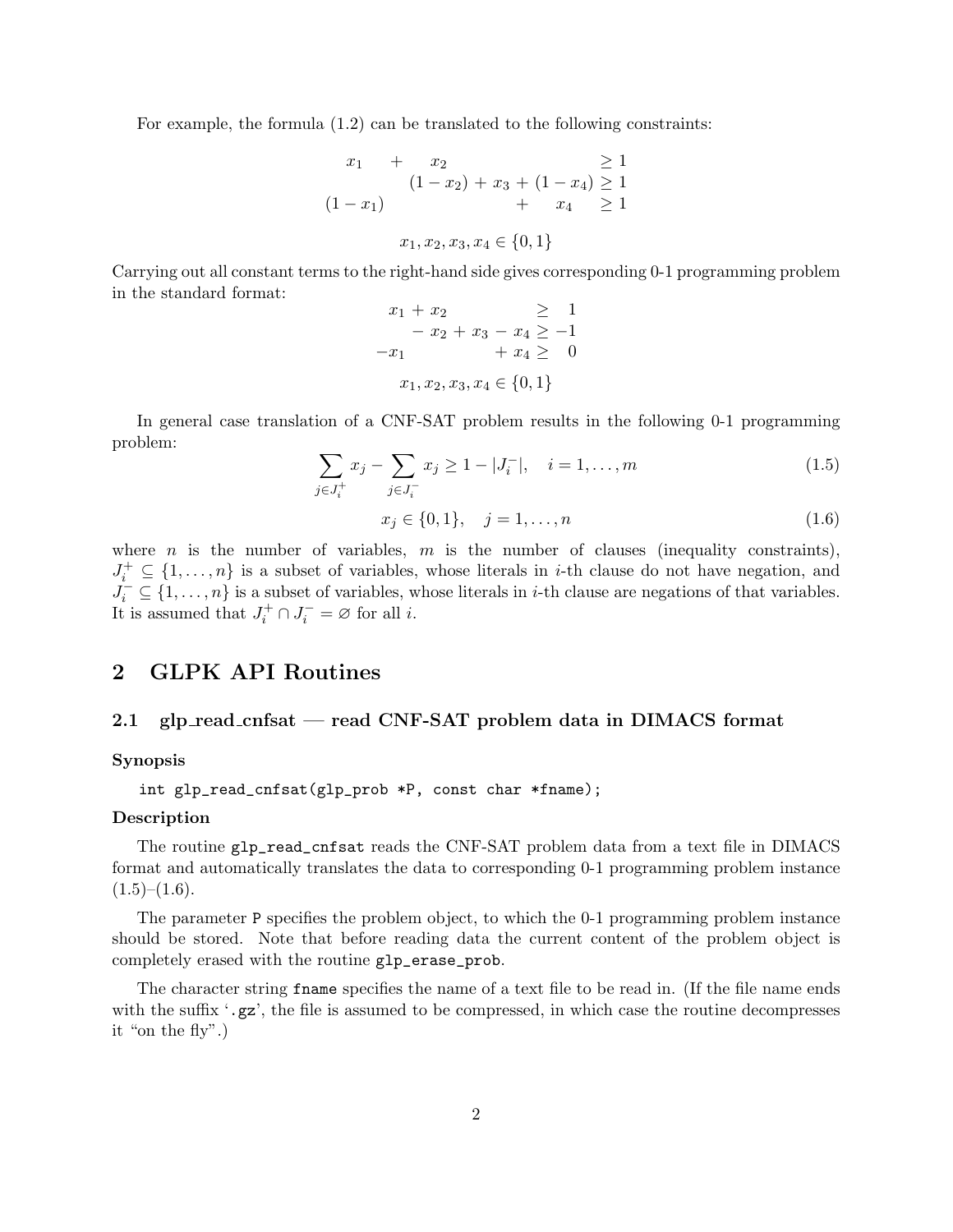For example, the formula (1.2) can be translated to the following constraints:

$$
\begin{array}{rcrcrcrl}
x_1 & + & x_2 & & & & & \geq 1 \\
 & & (1 - x_2) & + & x_3 & + & (1 - x_4) & \geq 1 \\
(1 - x_1) & & & & & + & x_4 & \geq 1
\end{array}
$$

$$
x_1, x_2, x_3, x_4 \in \{0, 1\}
$$

Carrying out all constant terms to the right-hand side gives corresponding 0-1 programming problem in the standard format:

$$
\begin{array}{rcrcrcrl}
x_1 & + & x_2 & & & & & \geq \phantom{-}1 \\
 & - & x_2 & + & x_3 & - & x_4 & \geq -1 \\
-x_1 & & & & & + & x_4 & \geq \phantom{-}0
\end{array}
$$

$$
x_1, x_2, x_3, x_4 \in \{0, 1\}
$$

In general case translation of a CNF-SAT problem results in the following 0-1 programming problem:

$$
\sum_{j \in J_i^+} x_j - \sum_{j \in J_i^-} x_j \geq 1 - |J_i^-|, \quad i = 1, \dots, m \tag{1.5}
$$

$$
x_j \in \{0, 1\}, \quad j = 1, \dots, n \tag{1.6}
$$

where $n$ is the number of variables, $m$ is the number of clauses (inequality constraints), $J_i^+ \subseteq \{1, \dots, n\}$ is a subset of variables, whose literals in $i$-th clause do not have negation, and $J_i^- \subseteq \{1, \dots, n\}$ is a subset of variables, whose literals in $i$-th clause are negations of that variables. It is assumed that $J_i^+ \cap J_i^- = \varnothing$ for all $i$.

# 2 GLPK API Routines

## 2.1 glp_read_cnfsat — read CNF-SAT problem data in DIMACS format

### Synopsis

```
int glp_read_cnfsat(glp_prob *P, const char *fname);
```

### Description

The routine `glp_read_cnfsat` reads the CNF-SAT problem data from a text file in DIMACS format and automatically translates the data to corresponding 0-1 programming problem instance (1.5)–(1.6).

The parameter `P` specifies the problem object, to which the 0-1 programming problem instance should be stored. Note that before reading data the current content of the problem object is completely erased with the routine `glp_erase_prob`.

The character string `fname` specifies the name of a text file to be read in. (If the file name ends with the suffix '`.gz`', the file is assumed to be compressed, in which case the routine decompresses it "on the fly".)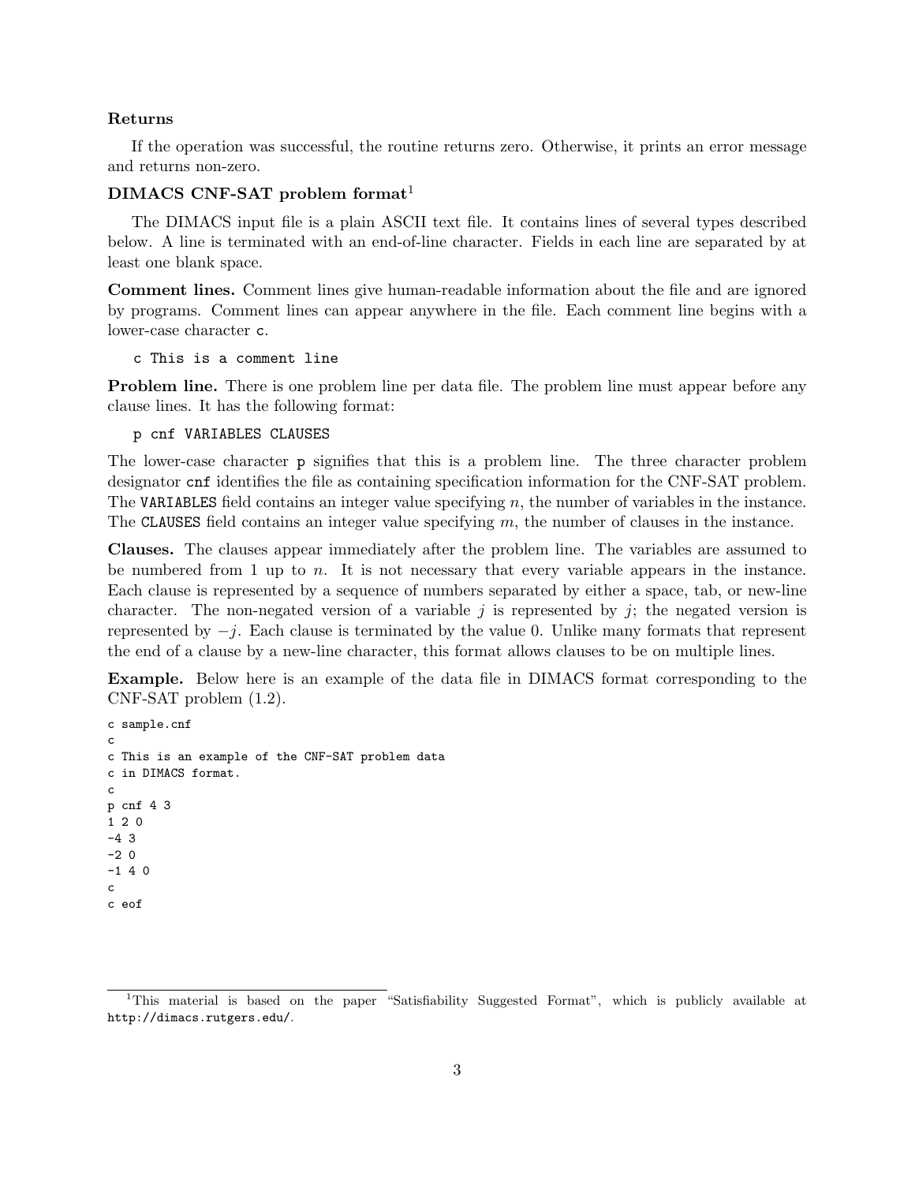**Returns**

If the operation was successful, the routine returns zero. Otherwise, it prints an error message and returns non-zero.

**DIMACS CNF-SAT problem format**[1]

The DIMACS input file is a plain ASCII text file. It contains lines of several types described below. A line is terminated with an end-of-line character. Fields in each line are separated by at least one blank space.

**Comment lines.** Comment lines give human-readable information about the file and are ignored by programs. Comment lines can appear anywhere in the file. Each comment line begins with a lower-case character `c`.

```
c This is a comment line
```

**Problem line.** There is one problem line per data file. The problem line must appear before any clause lines. It has the following format:

```
p cnf VARIABLES CLAUSES
```

The lower-case character `p` signifies that this is a problem line. The three character problem designator `cnf` identifies the file as containing specification information for the CNF-SAT problem. The `VARIABLES` field contains an integer value specifying $n$, the number of variables in the instance. The `CLAUSES` field contains an integer value specifying $m$, the number of clauses in the instance.

**Clauses.** The clauses appear immediately after the problem line. The variables are assumed to be numbered from 1 up to $n$. It is not necessary that every variable appears in the instance. Each clause is represented by a sequence of numbers separated by either a space, tab, or new-line character. The non-negated version of a variable $j$ is represented by $j$; the negated version is represented by $-j$. Each clause is terminated by the value 0. Unlike many formats that represent the end of a clause by a new-line character, this format allows clauses to be on multiple lines.

**Example.** Below here is an example of the data file in DIMACS format corresponding to the CNF-SAT problem (1.2).

```
c sample.cnf
c
c This is an example of the CNF-SAT problem data
c in DIMACS format.
c
p cnf 4 3
1 2 0
-4 3
-2 0
-1 4 0
c
c eof
```

[1] This material is based on the paper "Satisfiability Suggested Format", which is publicly available at `http://dimacs.rutgers.edu/`.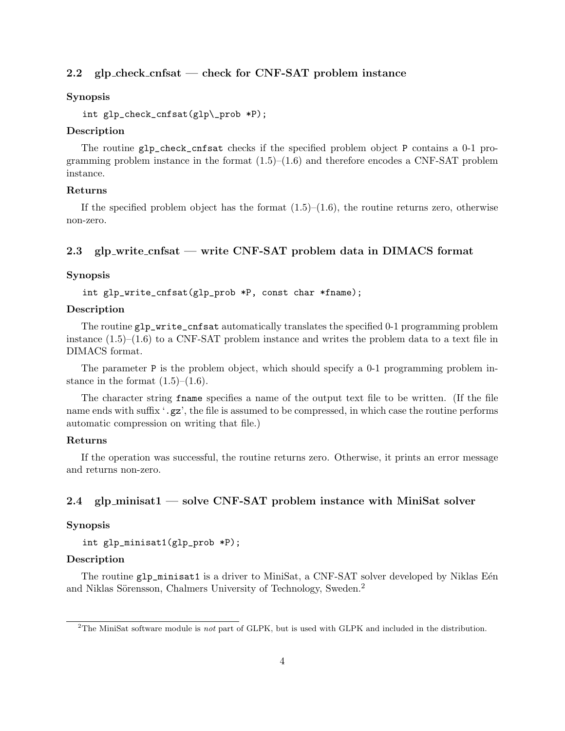### 2.2 glp_check_cnfsat — check for CNF-SAT problem instance

**Synopsis**

```
int glp_check_cnfsat(glp\_prob *P);
```

**Description**

The routine `glp_check_cnfsat` checks if the specified problem object `P` contains a 0-1 programming problem instance in the format (1.5)–(1.6) and therefore encodes a CNF-SAT problem instance.

**Returns**

If the specified problem object has the format (1.5)–(1.6), the routine returns zero, otherwise non-zero.

### 2.3 glp_write_cnfsat — write CNF-SAT problem data in DIMACS format

**Synopsis**

```
int glp_write_cnfsat(glp_prob *P, const char *fname);
```

**Description**

The routine `glp_write_cnfsat` automatically translates the specified 0-1 programming problem instance (1.5)–(1.6) to a CNF-SAT problem instance and writes the problem data to a text file in DIMACS format.

The parameter `P` is the problem object, which should specify a 0-1 programming problem instance in the format (1.5)–(1.6).

The character string `fname` specifies a name of the output text file to be written. (If the file name ends with suffix '`.gz`', the file is assumed to be compressed, in which case the routine performs automatic compression on writing that file.)

**Returns**

If the operation was successful, the routine returns zero. Otherwise, it prints an error message and returns non-zero.

### 2.4 glp_minisat1 — solve CNF-SAT problem instance with MiniSat solver

**Synopsis**

```
int glp_minisat1(glp_prob *P);
```

**Description**

The routine `glp_minisat1` is a driver to MiniSat, a CNF-SAT solver developed by Niklas Eén and Niklas Sörensson, Chalmers University of Technology, Sweden.[2]

[2] The MiniSat software module is *not* part of GLPK, but is used with GLPK and included in the distribution.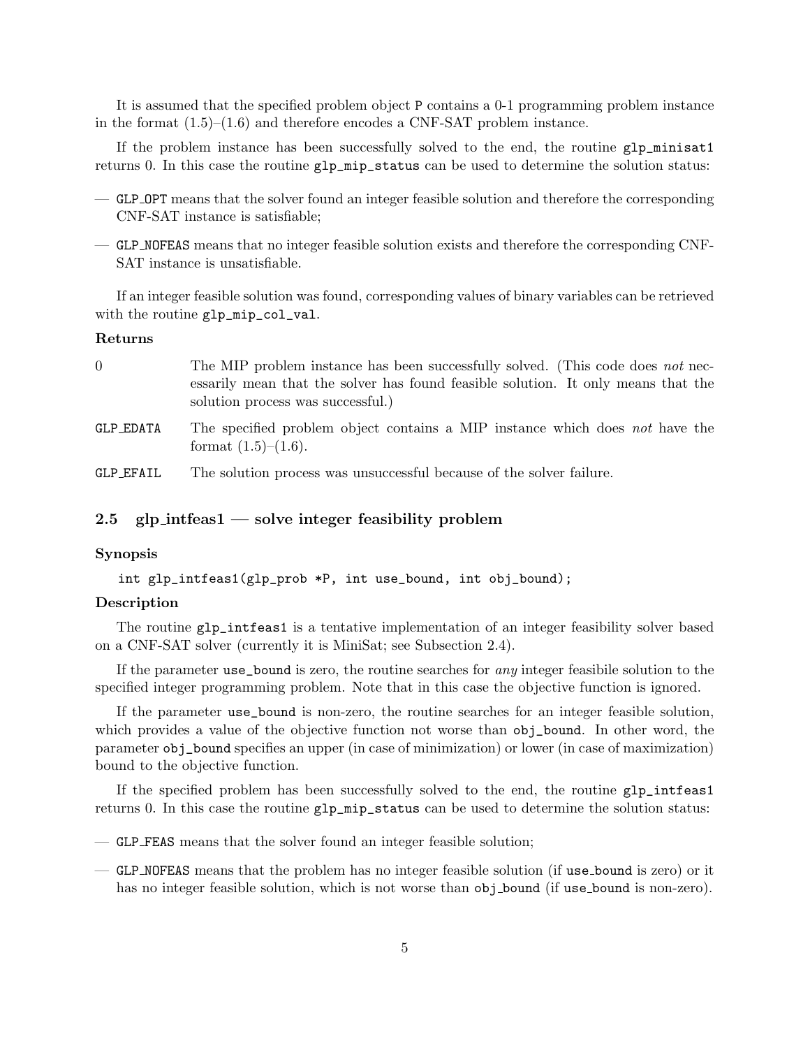It is assumed that the specified problem object P contains a 0-1 programming problem instance in the format (1.5)–(1.6) and therefore encodes a CNF-SAT problem instance.

If the problem instance has been successfully solved to the end, the routine `glp_minisat1` returns 0. In this case the routine `glp_mip_status` can be used to determine the solution status:

— `GLP_OPT` means that the solver found an integer feasible solution and therefore the corresponding CNF-SAT instance is satisfiable;

— `GLP_NOFEAS` means that no integer feasible solution exists and therefore the corresponding CNF-SAT instance is unsatisfiable.

If an integer feasible solution was found, corresponding values of binary variables can be retrieved with the routine `glp_mip_col_val`.

#### Returns

| | |
|---|---|
| 0 | The MIP problem instance has been successfully solved. (This code does *not* necessarily mean that the solver has found feasible solution. It only means that the solution process was successful.) |
| `GLP_EDATA` | The specified problem object contains a MIP instance which does *not* have the format (1.5)–(1.6). |
| `GLP_EFAIL` | The solution process was unsuccessful because of the solver failure. |

## 2.5 glp_intfeas1 — solve integer feasibility problem

#### Synopsis

```
int glp_intfeas1(glp_prob *P, int use_bound, int obj_bound);
```

#### Description

The routine `glp_intfeas1` is a tentative implementation of an integer feasibility solver based on a CNF-SAT solver (currently it is MiniSat; see Subsection 2.4).

If the parameter `use_bound` is zero, the routine searches for *any* integer feasibile solution to the specified integer programming problem. Note that in this case the objective function is ignored.

If the parameter `use_bound` is non-zero, the routine searches for an integer feasible solution, which provides a value of the objective function not worse than `obj_bound`. In other word, the parameter `obj_bound` specifies an upper (in case of minimization) or lower (in case of maximization) bound to the objective function.

If the specified problem has been successfully solved to the end, the routine `glp_intfeas1` returns 0. In this case the routine `glp_mip_status` can be used to determine the solution status:

— `GLP_FEAS` means that the solver found an integer feasible solution;

— `GLP_NOFEAS` means that the problem has no integer feasible solution (if `use_bound` is zero) or it has no integer feasible solution, which is not worse than `obj_bound` (if `use_bound` is non-zero).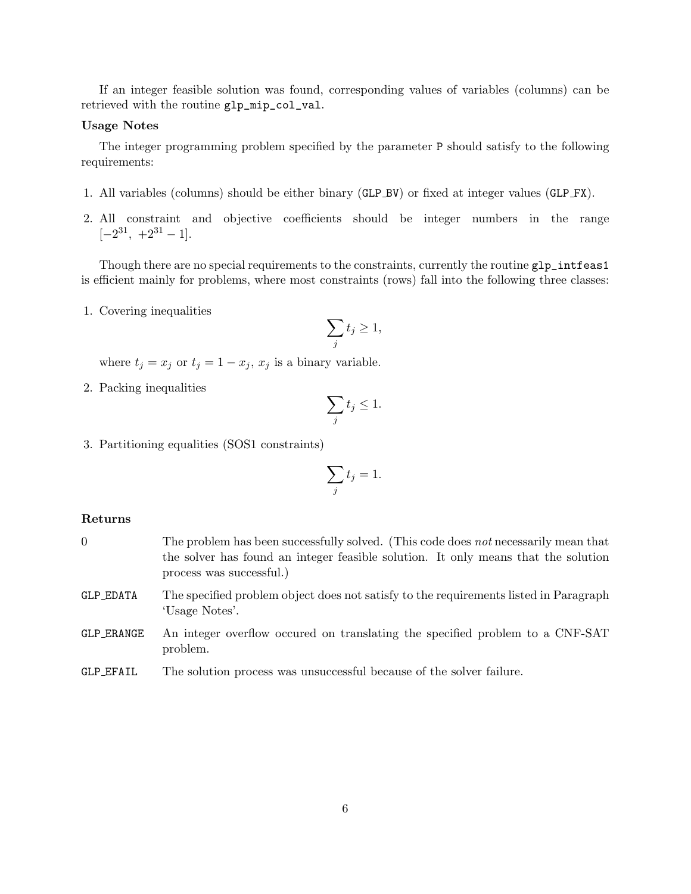If an integer feasible solution was found, corresponding values of variables (columns) can be retrieved with the routine `glp_mip_col_val`.

**Usage Notes**

The integer programming problem specified by the parameter `P` should satisfy to the following requirements:

1. All variables (columns) should be either binary (`GLP_BV`) or fixed at integer values (`GLP_FX`).
2. All constraint and objective coefficients should be integer numbers in the range $[-2^{31}, +2^{31}-1]$.

Though there are no special requirements to the constraints, currently the routine `glp_intfeas1` is efficient mainly for problems, where most constraints (rows) fall into the following three classes:

1. Covering inequalities
$$\sum_j t_j \geq 1,$$
where $t_j = x_j$ or $t_j = 1 - x_j$, $x_j$ is a binary variable.
2. Packing inequalities
$$\sum_j t_j \leq 1.$$
3. Partitioning equalities (SOS1 constraints)
$$\sum_j t_j = 1.$$

**Returns**

| | |
|---|---|
| 0 | The problem has been successfully solved. (This code does *not* necessarily mean that the solver has found an integer feasible solution. It only means that the solution process was successful.) |
| GLP_EDATA | The specified problem object does not satisfy to the requirements listed in Paragraph 'Usage Notes'. |
| GLP_ERANGE | An integer overflow occured on translating the specified problem to a CNF-SAT problem. |
| GLP_EFAIL | The solution process was unsuccessful because of the solver failure. |